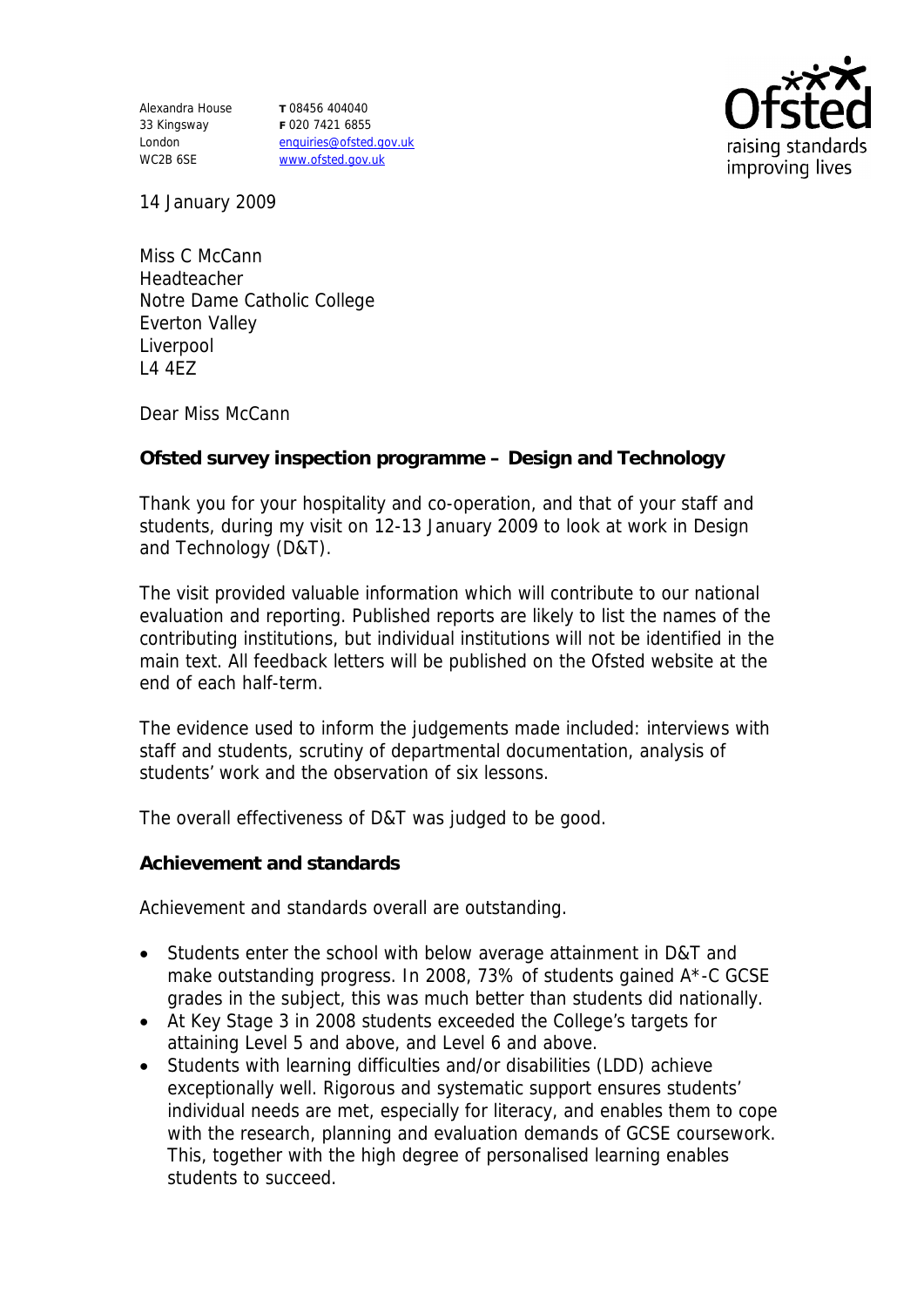Alexandra House
33 Kingsway
London
WC2B 6SE

**T** 08456 404040
**F** 020 7421 6855
enquiries@ofsted.gov.uk
www.ofsted.gov.uk

14 January 2009

Miss C McCann
Headteacher
Notre Dame Catholic College
Everton Valley
Liverpool
L4 4EZ

Dear Miss McCann

**Ofsted survey inspection programme – Design and Technology**

Thank you for your hospitality and co-operation, and that of your staff and students, during my visit on 12-13 January 2009 to look at work in Design and Technology (D&T).

The visit provided valuable information which will contribute to our national evaluation and reporting. Published reports are likely to list the names of the contributing institutions, but individual institutions will not be identified in the main text. All feedback letters will be published on the Ofsted website at the end of each half-term.

The evidence used to inform the judgements made included: interviews with staff and students, scrutiny of departmental documentation, analysis of students' work and the observation of six lessons.

The overall effectiveness of D&T was judged to be good.

**Achievement and standards**

Achievement and standards overall are outstanding.

- Students enter the school with below average attainment in D&T and make outstanding progress. In 2008, 73% of students gained A*-C GCSE grades in the subject, this was much better than students did nationally.
- At Key Stage 3 in 2008 students exceeded the College's targets for attaining Level 5 and above, and Level 6 and above.
- Students with learning difficulties and/or disabilities (LDD) achieve exceptionally well. Rigorous and systematic support ensures students' individual needs are met, especially for literacy, and enables them to cope with the research, planning and evaluation demands of GCSE coursework. This, together with the high degree of personalised learning enables students to succeed.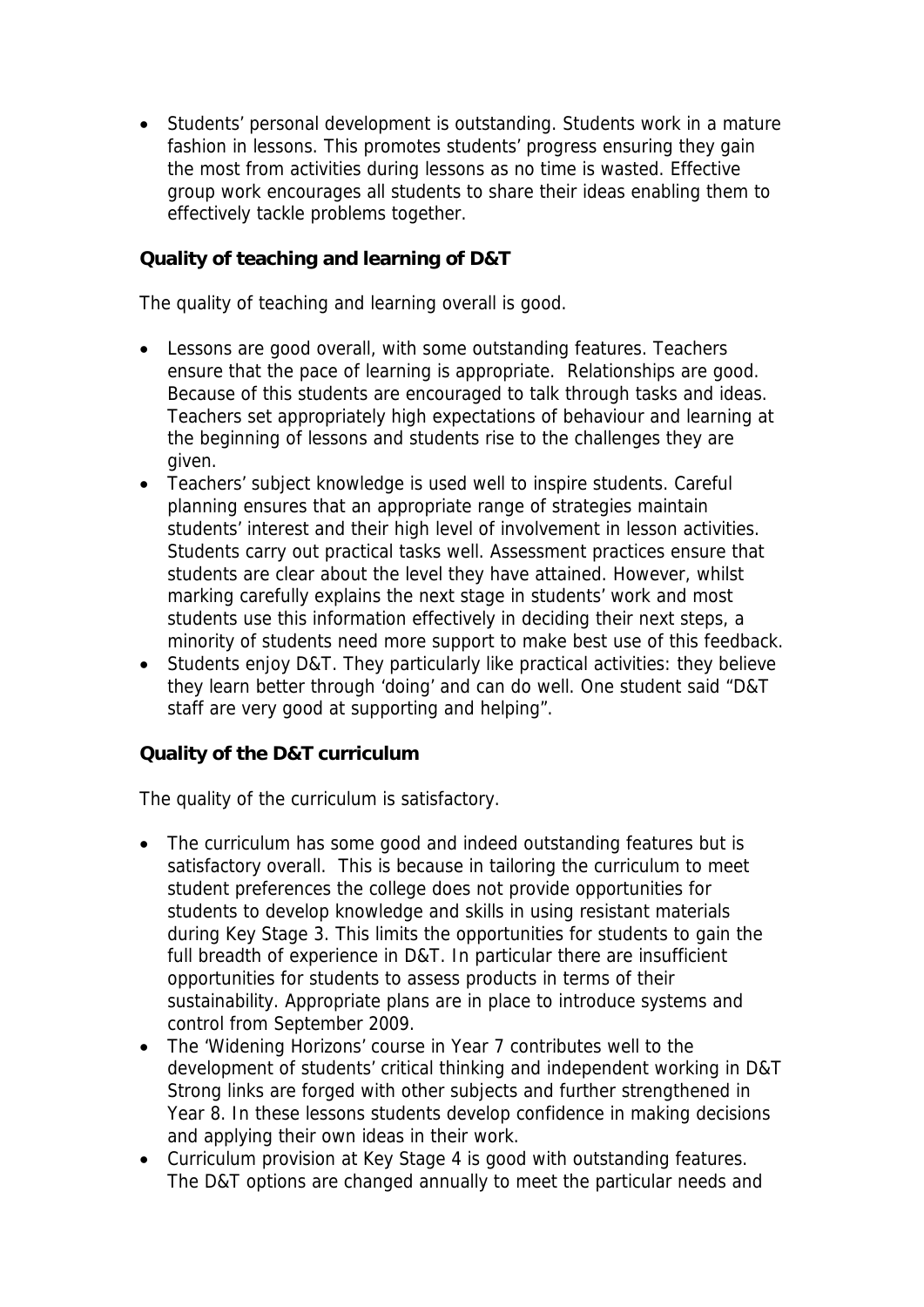- Students' personal development is outstanding. Students work in a mature fashion in lessons. This promotes students' progress ensuring they gain the most from activities during lessons as no time is wasted. Effective group work encourages all students to share their ideas enabling them to effectively tackle problems together.

**Quality of teaching and learning of D&T**

The quality of teaching and learning overall is good.

- Lessons are good overall, with some outstanding features. Teachers ensure that the pace of learning is appropriate. Relationships are good. Because of this students are encouraged to talk through tasks and ideas. Teachers set appropriately high expectations of behaviour and learning at the beginning of lessons and students rise to the challenges they are given.
- Teachers' subject knowledge is used well to inspire students. Careful planning ensures that an appropriate range of strategies maintain students' interest and their high level of involvement in lesson activities. Students carry out practical tasks well. Assessment practices ensure that students are clear about the level they have attained. However, whilst marking carefully explains the next stage in students' work and most students use this information effectively in deciding their next steps, a minority of students need more support to make best use of this feedback.
- Students enjoy D&T. They particularly like practical activities: they believe they learn better through 'doing' and can do well. One student said "D&T staff are very good at supporting and helping".

**Quality of the D&T curriculum**

The quality of the curriculum is satisfactory.

- The curriculum has some good and indeed outstanding features but is satisfactory overall. This is because in tailoring the curriculum to meet student preferences the college does not provide opportunities for students to develop knowledge and skills in using resistant materials during Key Stage 3. This limits the opportunities for students to gain the full breadth of experience in D&T. In particular there are insufficient opportunities for students to assess products in terms of their sustainability. Appropriate plans are in place to introduce systems and control from September 2009.
- The 'Widening Horizons' course in Year 7 contributes well to the development of students' critical thinking and independent working in D&T Strong links are forged with other subjects and further strengthened in Year 8. In these lessons students develop confidence in making decisions and applying their own ideas in their work.
- Curriculum provision at Key Stage 4 is good with outstanding features. The D&T options are changed annually to meet the particular needs and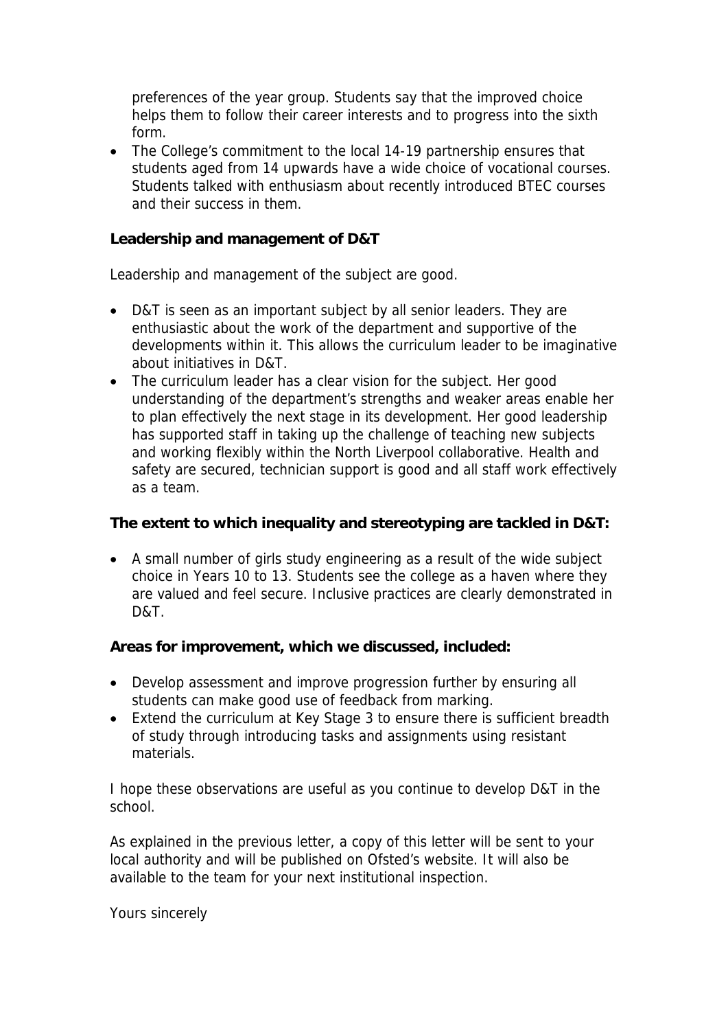preferences of the year group. Students say that the improved choice helps them to follow their career interests and to progress into the sixth form.

- The College's commitment to the local 14-19 partnership ensures that students aged from 14 upwards have a wide choice of vocational courses. Students talked with enthusiasm about recently introduced BTEC courses and their success in them.

**Leadership and management of D&T**

Leadership and management of the subject are good.

- D&T is seen as an important subject by all senior leaders. They are enthusiastic about the work of the department and supportive of the developments within it. This allows the curriculum leader to be imaginative about initiatives in D&T.
- The curriculum leader has a clear vision for the subject. Her good understanding of the department's strengths and weaker areas enable her to plan effectively the next stage in its development. Her good leadership has supported staff in taking up the challenge of teaching new subjects and working flexibly within the North Liverpool collaborative. Health and safety are secured, technician support is good and all staff work effectively as a team.

**The extent to which inequality and stereotyping are tackled in D&T:**

- A small number of girls study engineering as a result of the wide subject choice in Years 10 to 13. Students see the college as a haven where they are valued and feel secure. Inclusive practices are clearly demonstrated in D&T.

**Areas for improvement, which we discussed, included:**

- Develop assessment and improve progression further by ensuring all students can make good use of feedback from marking.
- Extend the curriculum at Key Stage 3 to ensure there is sufficient breadth of study through introducing tasks and assignments using resistant materials.

I hope these observations are useful as you continue to develop D&T in the school.

As explained in the previous letter, a copy of this letter will be sent to your local authority and will be published on Ofsted's website. It will also be available to the team for your next institutional inspection.

Yours sincerely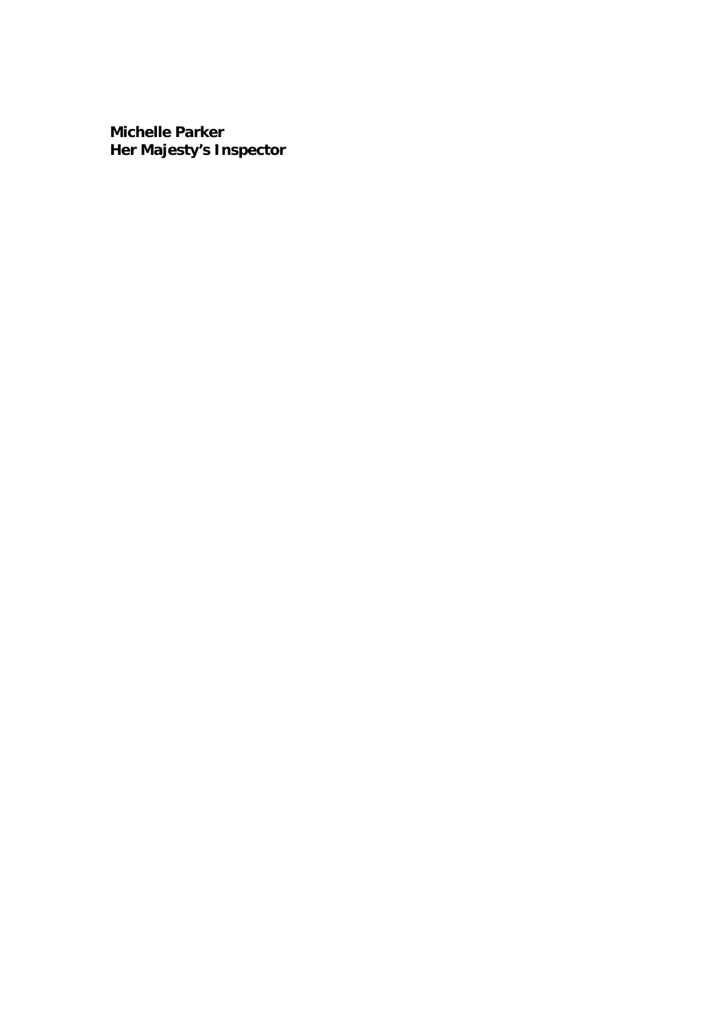**Michelle Parker**
**Her Majesty's Inspector**